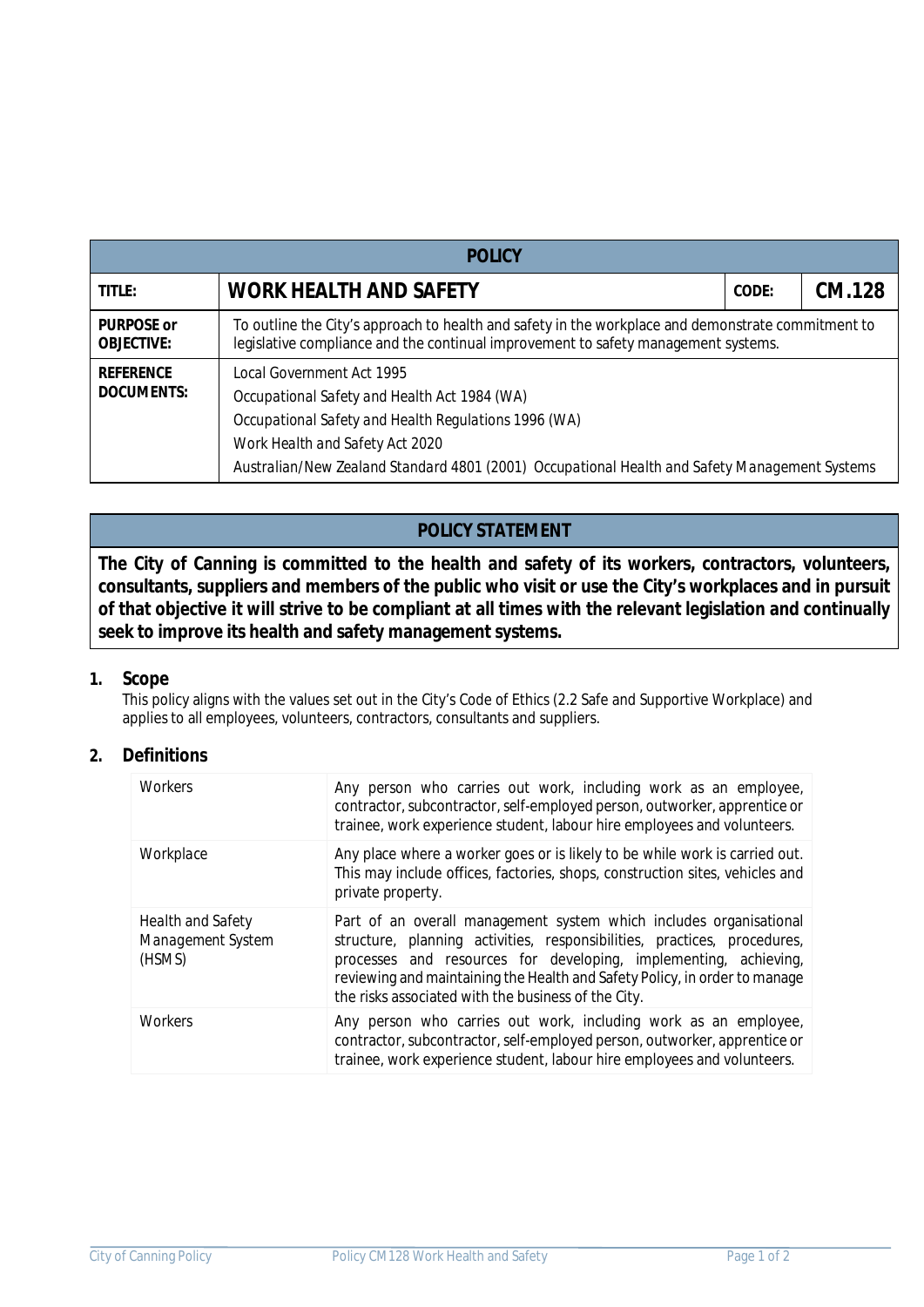| POLICY | | | |
|---|---|---|---|
| **TITLE:** | **WORK HEALTH AND SAFETY** | **CODE:** | **CM.128** |
| **PURPOSE or OBJECTIVE:** | To outline the City's approach to health and safety in the workplace and demonstrate commitment to legislative compliance and the continual improvement to safety management systems. | | |
| **REFERENCE DOCUMENTS:** | Local Government Act 1995<br>Occupational Safety and Health Act 1984 (WA)<br>Occupational Safety and Health Regulations 1996 (WA)<br>Work Health and Safety Act 2020<br>Australian/New Zealand Standard 4801 (2001) Occupational Health and Safety Management Systems | | |

## POLICY STATEMENT

**The City of Canning is committed to the health and safety of its workers, contractors, volunteers, consultants, suppliers and members of the public who visit or use the City's workplaces and in pursuit of that objective it will strive to be compliant at all times with the relevant legislation and continually seek to improve its health and safety management systems.**

## 1. Scope

This policy aligns with the values set out in the City's Code of Ethics (2.2 Safe and Supportive Workplace) and applies to all employees, volunteers, contractors, consultants and suppliers.

## 2. Definitions

| Term | Definition |
|---|---|
| Workers | Any person who carries out work, including work as an employee, contractor, subcontractor, self-employed person, outworker, apprentice or trainee, work experience student, labour hire employees and volunteers. |
| Workplace | Any place where a worker goes or is likely to be while work is carried out. This may include offices, factories, shops, construction sites, vehicles and private property. |
| Health and Safety Management System (HSMS) | Part of an overall management system which includes organisational structure, planning activities, responsibilities, practices, procedures, processes and resources for developing, implementing, achieving, reviewing and maintaining the Health and Safety Policy, in order to manage the risks associated with the business of the City. |
| Workers | Any person who carries out work, including work as an employee, contractor, subcontractor, self-employed person, outworker, apprentice or trainee, work experience student, labour hire employees and volunteers. |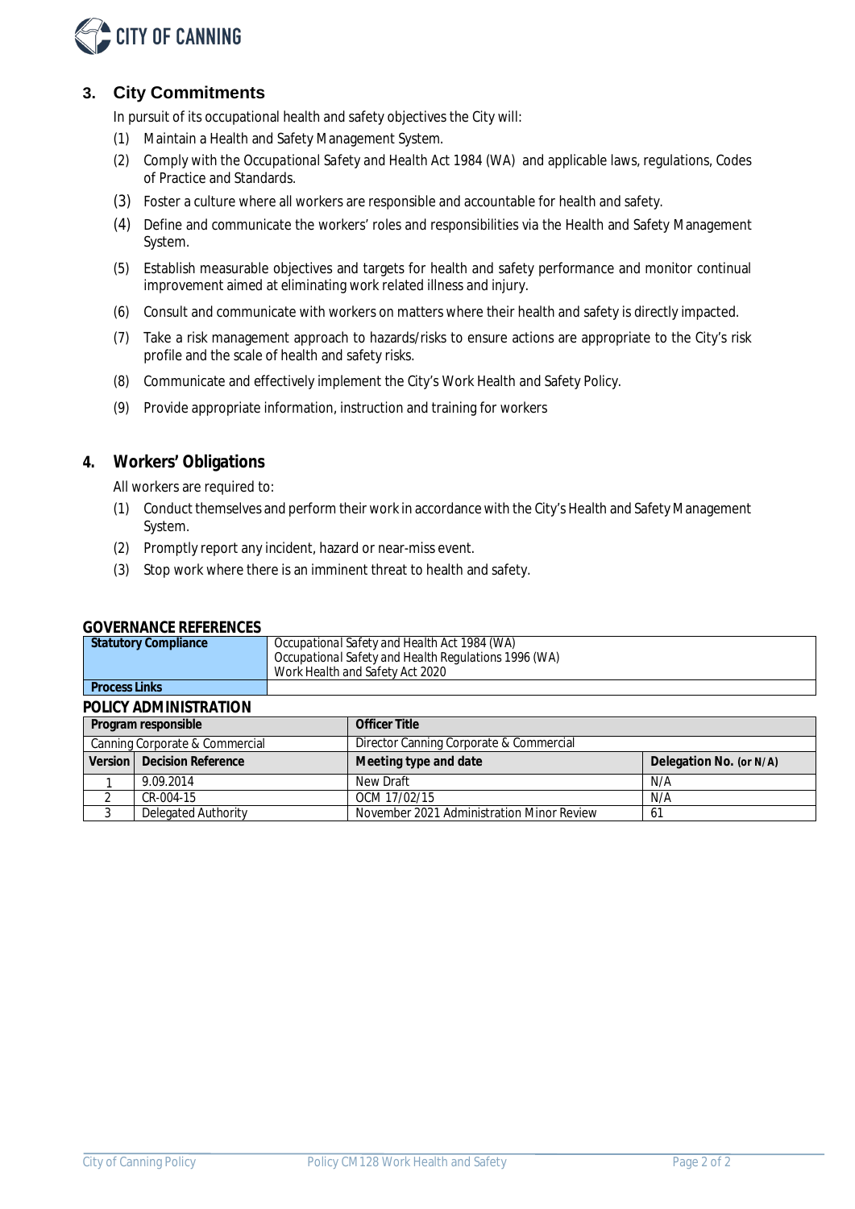## 3. City Commitments

In pursuit of its occupational health and safety objectives the City will:

(1) Maintain a Health and Safety Management System.

(2) Comply with the *Occupational Safety and Health Act 1984* (WA) and applicable laws, regulations, Codes of Practice and Standards.

(3) Foster a culture where all workers are responsible and accountable for health and safety.

(4) Define and communicate the workers' roles and responsibilities via the Health and Safety Management System.

(5) Establish measurable objectives and targets for health and safety performance and monitor continual improvement aimed at eliminating work related illness and injury.

(6) Consult and communicate with workers on matters where their health and safety is directly impacted.

(7) Take a risk management approach to hazards/risks to ensure actions are appropriate to the City's risk profile and the scale of health and safety risks.

(8) Communicate and effectively implement the City's Work Health and Safety Policy.

(9) Provide appropriate information, instruction and training for workers

## 4. Workers' Obligations

All workers are required to:

(1) Conduct themselves and perform their work in accordance with the City's Health and Safety Management System.

(2) Promptly report any incident, hazard or near-miss event.

(3) Stop work where there is an imminent threat to health and safety.

### GOVERNANCE REFERENCES

| | |
|---|---|
| **Statutory Compliance** | *Occupational Safety and Health Act 1984* (WA)<br>*Occupational Safety and Health Regulations 1996* (WA)<br>Work Health and Safety Act 2020 |
| **Process Links** | |

### POLICY ADMINISTRATION

| **Program responsible** | | **Officer Title** | |
|---|---|---|---|
| Canning Corporate & Commercial | | Director Canning Corporate & Commercial | |
| **Version** | **Decision Reference** | **Meeting type and date** | **Delegation No. (or N/A)** |
| 1 | 9.09.2014 | New Draft | N/A |
| 2 | CR-004-15 | OCM 17/02/15 | N/A |
| 3 | Delegated Authority | November 2021 Administration Minor Review | 61 |